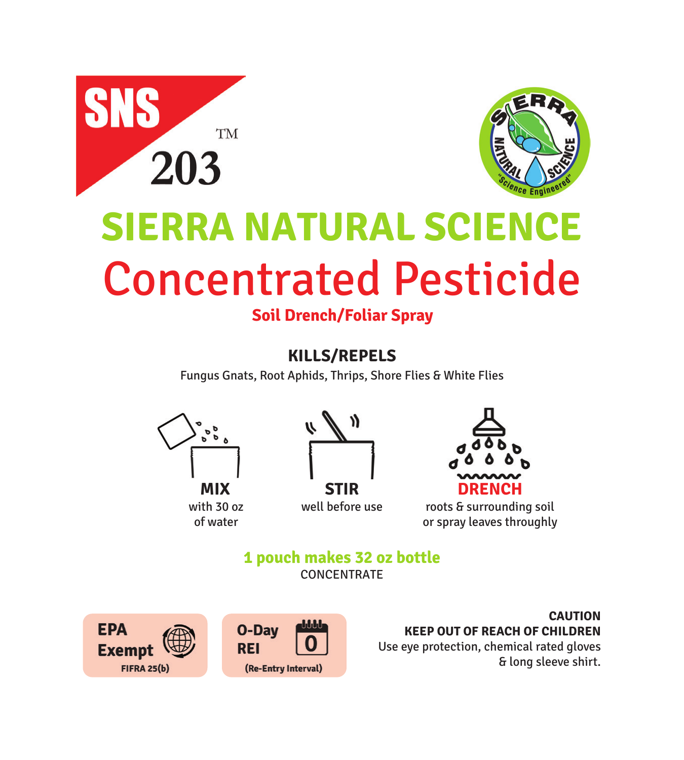SNS 203™

SIERRA NATURAL SCIENCE "Science Engineered"

# SIERRA NATURAL SCIENCE

# Concentrated Pesticide

**Soil Drench/Foliar Spray**

## KILLS/REPELS

Fungus Gnats, Root Aphids, Thrips, Shore Flies & White Flies

**MIX**
with 30 oz
of water

**STIR**
well before use

**DRENCH**
roots & surrounding soil
or spray leaves throughly

**1 pouch makes 32 oz bottle**
CONCENTRATE

**EPA Exempt**
**FIFRA 25(b)**

**0-Day REI**
**(Re-Entry Interval)**

**CAUTION**
**KEEP OUT OF REACH OF CHILDREN**
Use eye protection, chemical rated gloves & long sleeve shirt.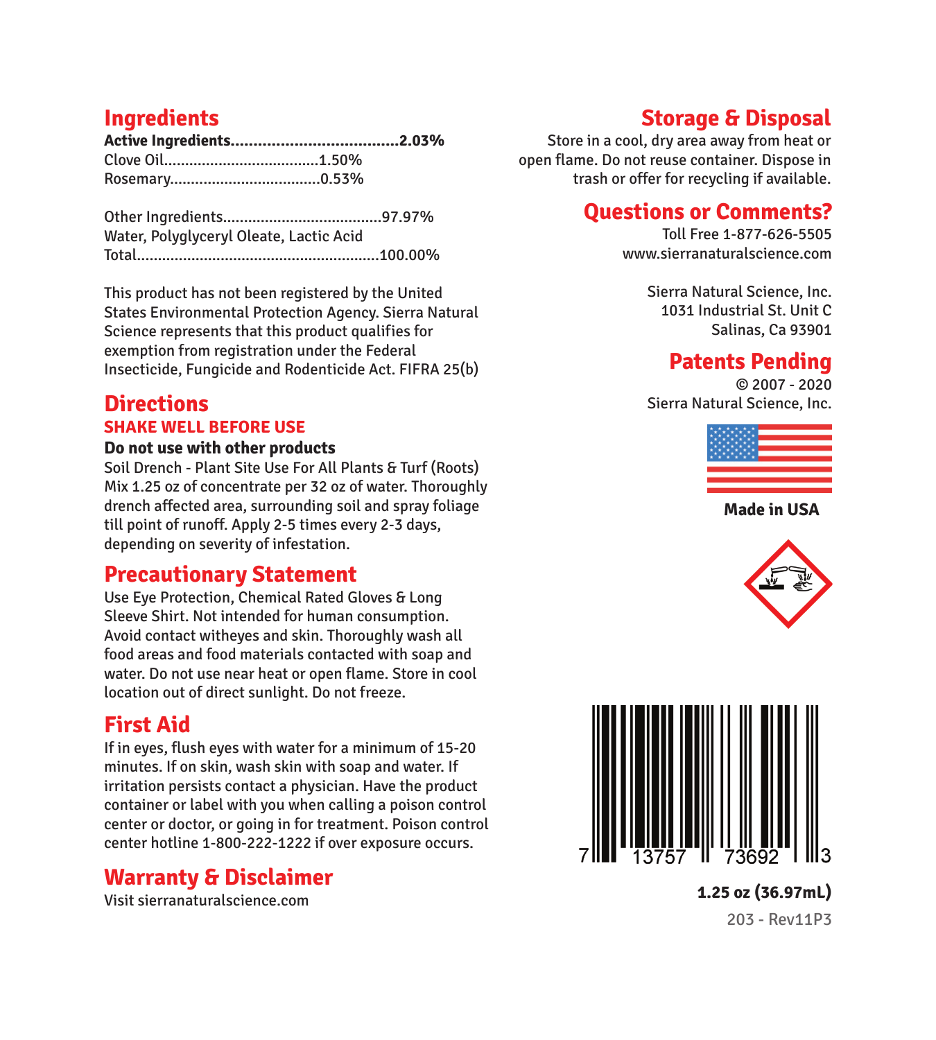## Ingredients

**Active Ingredients.....................................2.03%**
Clove Oil....................................1.50%
Rosemary...................................0.53%

Other Ingredients.....................................97.97%
Water, Polyglyceryl Oleate, Lactic Acid
Total.........................................................100.00%

This product has not been registered by the United States Environmental Protection Agency. Sierra Natural Science represents that this product qualifies for exemption from registration under the Federal Insecticide, Fungicide and Rodenticide Act. FIFRA 25(b)

## Directions

**SHAKE WELL BEFORE USE**

**Do not use with other products**

Soil Drench - Plant Site Use For All Plants & Turf (Roots)
Mix 1.25 oz of concentrate per 32 oz of water. Thoroughly drench affected area, surrounding soil and spray foliage till point of runoff. Apply 2-5 times every 2-3 days, depending on severity of infestation.

## Precautionary Statement

Use Eye Protection, Chemical Rated Gloves & Long Sleeve Shirt. Not intended for human consumption. Avoid contact witheyes and skin. Thoroughly wash all food areas and food materials contacted with soap and water. Do not use near heat or open flame. Store in cool location out of direct sunlight. Do not freeze.

## First Aid

If in eyes, flush eyes with water for a minimum of 15-20 minutes. If on skin, wash skin with soap and water. If irritation persists contact a physician. Have the product container or label with you when calling a poison control center or doctor, or going in for treatment. Poison control center hotline 1-800-222-1222 if over exposure occurs.

## Warranty & Disclaimer

Visit sierranaturalscience.com

## Storage & Disposal

Store in a cool, dry area away from heat or open flame. Do not reuse container. Dispose in trash or offer for recycling if available.

## Questions or Comments?

Toll Free 1-877-626-5505
www.sierranaturalscience.com

Sierra Natural Science, Inc.
1031 Industrial St. Unit C
Salinas, Ca 93901

## Patents Pending

© 2007 - 2020
Sierra Natural Science, Inc.

**Made in USA**

7 13757 73692 3

**1.25 oz (36.97mL)**

203 - Rev11P3